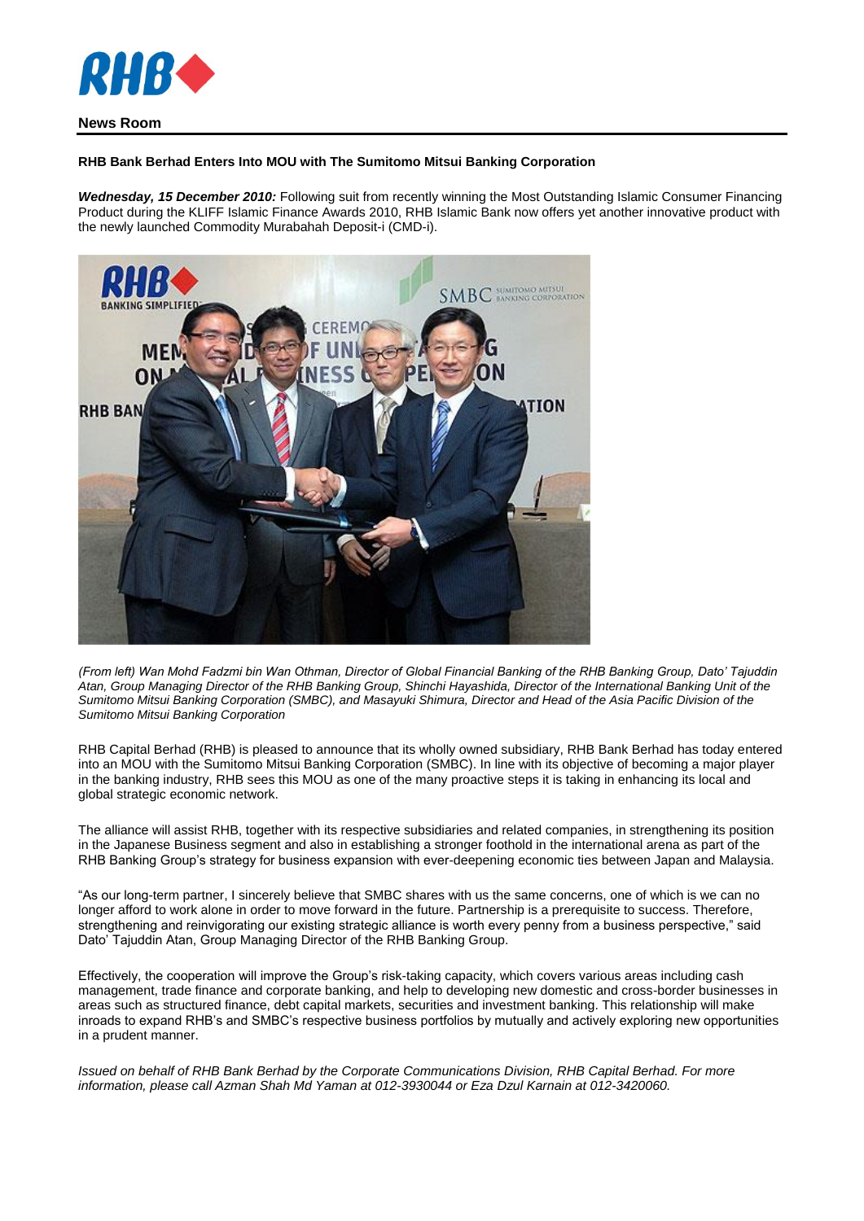**News Room**

**RHB Bank Berhad Enters Into MOU with The Sumitomo Mitsui Banking Corporation**

***Wednesday, 15 December 2010:*** Following suit from recently winning the Most Outstanding Islamic Consumer Financing Product during the KLIFF Islamic Finance Awards 2010, RHB Islamic Bank now offers yet another innovative product with the newly launched Commodity Murabahah Deposit-i (CMD-i).

*(From left) Wan Mohd Fadzmi bin Wan Othman, Director of Global Financial Banking of the RHB Banking Group, Dato' Tajuddin Atan, Group Managing Director of the RHB Banking Group, Shinchi Hayashida, Director of the International Banking Unit of the Sumitomo Mitsui Banking Corporation (SMBC), and Masayuki Shimura, Director and Head of the Asia Pacific Division of the Sumitomo Mitsui Banking Corporation*

RHB Capital Berhad (RHB) is pleased to announce that its wholly owned subsidiary, RHB Bank Berhad has today entered into an MOU with the Sumitomo Mitsui Banking Corporation (SMBC). In line with its objective of becoming a major player in the banking industry, RHB sees this MOU as one of the many proactive steps it is taking in enhancing its local and global strategic economic network.

The alliance will assist RHB, together with its respective subsidiaries and related companies, in strengthening its position in the Japanese Business segment and also in establishing a stronger foothold in the international arena as part of the RHB Banking Group's strategy for business expansion with ever-deepening economic ties between Japan and Malaysia.

"As our long-term partner, I sincerely believe that SMBC shares with us the same concerns, one of which is we can no longer afford to work alone in order to move forward in the future. Partnership is a prerequisite to success. Therefore, strengthening and reinvigorating our existing strategic alliance is worth every penny from a business perspective," said Dato' Tajuddin Atan, Group Managing Director of the RHB Banking Group.

Effectively, the cooperation will improve the Group's risk-taking capacity, which covers various areas including cash management, trade finance and corporate banking, and help to developing new domestic and cross-border businesses in areas such as structured finance, debt capital markets, securities and investment banking. This relationship will make inroads to expand RHB's and SMBC's respective business portfolios by mutually and actively exploring new opportunities in a prudent manner.

*Issued on behalf of RHB Bank Berhad by the Corporate Communications Division, RHB Capital Berhad. For more information, please call Azman Shah Md Yaman at 012-3930044 or Eza Dzul Karnain at 012-3420060.*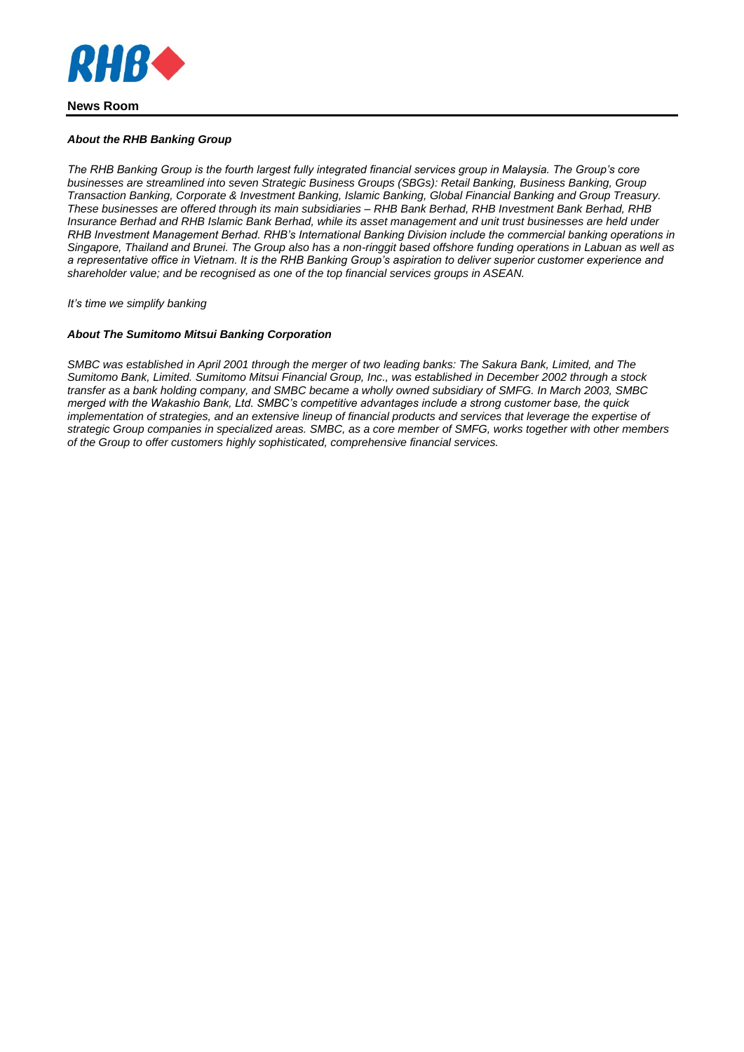## News Room

***About the RHB Banking Group***

*The RHB Banking Group is the fourth largest fully integrated financial services group in Malaysia. The Group's core businesses are streamlined into seven Strategic Business Groups (SBGs): Retail Banking, Business Banking, Group Transaction Banking, Corporate & Investment Banking, Islamic Banking, Global Financial Banking and Group Treasury. These businesses are offered through its main subsidiaries – RHB Bank Berhad, RHB Investment Bank Berhad, RHB Insurance Berhad and RHB Islamic Bank Berhad, while its asset management and unit trust businesses are held under RHB Investment Management Berhad. RHB's International Banking Division include the commercial banking operations in Singapore, Thailand and Brunei. The Group also has a non-ringgit based offshore funding operations in Labuan as well as a representative office in Vietnam. It is the RHB Banking Group's aspiration to deliver superior customer experience and shareholder value; and be recognised as one of the top financial services groups in ASEAN.*

*It's time we simplify banking*

***About The Sumitomo Mitsui Banking Corporation***

*SMBC was established in April 2001 through the merger of two leading banks: The Sakura Bank, Limited, and The Sumitomo Bank, Limited. Sumitomo Mitsui Financial Group, Inc., was established in December 2002 through a stock transfer as a bank holding company, and SMBC became a wholly owned subsidiary of SMFG. In March 2003, SMBC merged with the Wakashio Bank, Ltd. SMBC's competitive advantages include a strong customer base, the quick implementation of strategies, and an extensive lineup of financial products and services that leverage the expertise of strategic Group companies in specialized areas. SMBC, as a core member of SMFG, works together with other members of the Group to offer customers highly sophisticated, comprehensive financial services.*